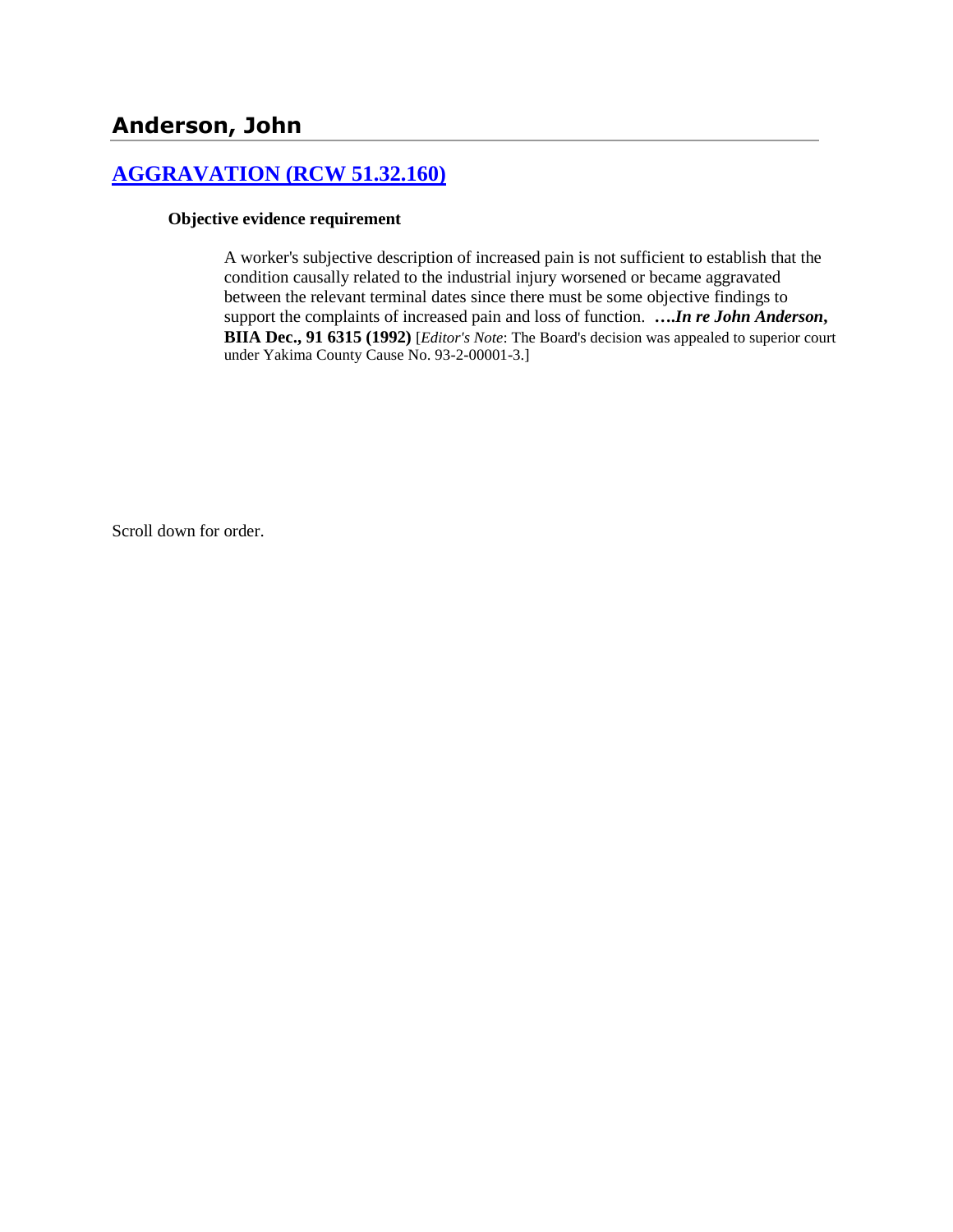# Anderson, John

## [AGGRAVATION (RCW 51.32.160)]

**Objective evidence requirement**

A worker's subjective description of increased pain is not sufficient to establish that the condition causally related to the industrial injury worsened or became aggravated between the relevant terminal dates since there must be some objective findings to support the complaints of increased pain and loss of function. ***….In re John Anderson*, BIIA Dec., 91 6315 (1992)** [*Editor's Note*: The Board's decision was appealed to superior court under Yakima County Cause No. 93-2-00001-3.]

Scroll down for order.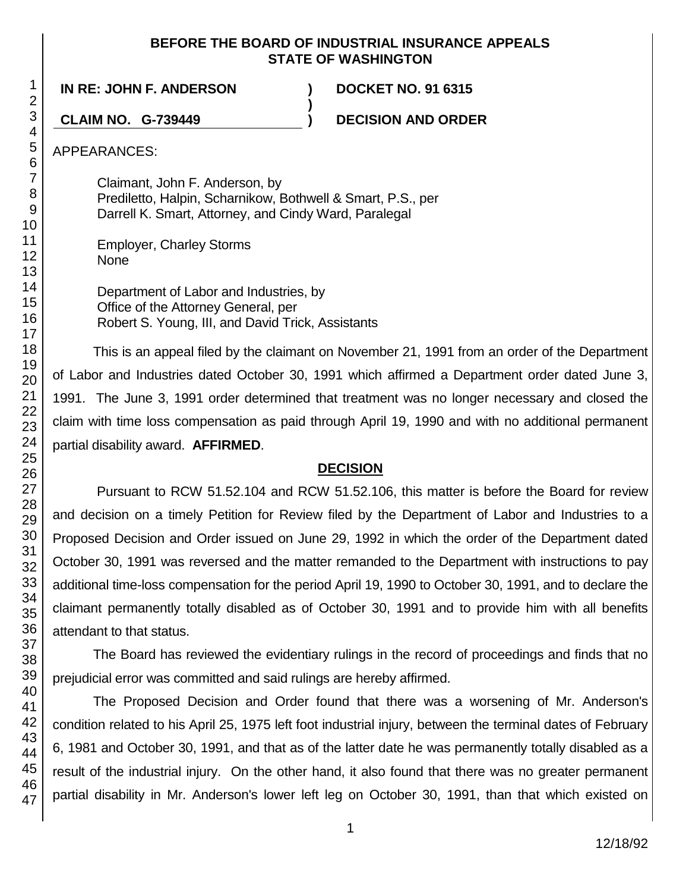**BEFORE THE BOARD OF INDUSTRIAL INSURANCE APPEALS**
**STATE OF WASHINGTON**

| | | |
|---|---|---|
| **IN RE: JOHN F. ANDERSON** | **)** | **DOCKET NO. 91 6315** |
| | **)** | |
| **CLAIM NO. G-739449** | **)** | **DECISION AND ORDER** |

APPEARANCES:

Claimant, John F. Anderson, by
Prediletto, Halpin, Scharnikow, Bothwell & Smart, P.S., per
Darrell K. Smart, Attorney, and Cindy Ward, Paralegal

Employer, Charley Storms
None

Department of Labor and Industries, by
Office of the Attorney General, per
Robert S. Young, III, and David Trick, Assistants

This is an appeal filed by the claimant on November 21, 1991 from an order of the Department of Labor and Industries dated October 30, 1991 which affirmed a Department order dated June 3, 1991. The June 3, 1991 order determined that treatment was no longer necessary and closed the claim with time loss compensation as paid through April 19, 1990 and with no additional permanent partial disability award. **AFFIRMED**.

## DECISION

Pursuant to RCW 51.52.104 and RCW 51.52.106, this matter is before the Board for review and decision on a timely Petition for Review filed by the Department of Labor and Industries to a Proposed Decision and Order issued on June 29, 1992 in which the order of the Department dated October 30, 1991 was reversed and the matter remanded to the Department with instructions to pay additional time-loss compensation for the period April 19, 1990 to October 30, 1991, and to declare the claimant permanently totally disabled as of October 30, 1991 and to provide him with all benefits attendant to that status.

The Board has reviewed the evidentiary rulings in the record of proceedings and finds that no prejudicial error was committed and said rulings are hereby affirmed.

The Proposed Decision and Order found that there was a worsening of Mr. Anderson's condition related to his April 25, 1975 left foot industrial injury, between the terminal dates of February 6, 1981 and October 30, 1991, and that as of the latter date he was permanently totally disabled as a result of the industrial injury. On the other hand, it also found that there was no greater permanent partial disability in Mr. Anderson's lower left leg on October 30, 1991, than that which existed on

12/18/92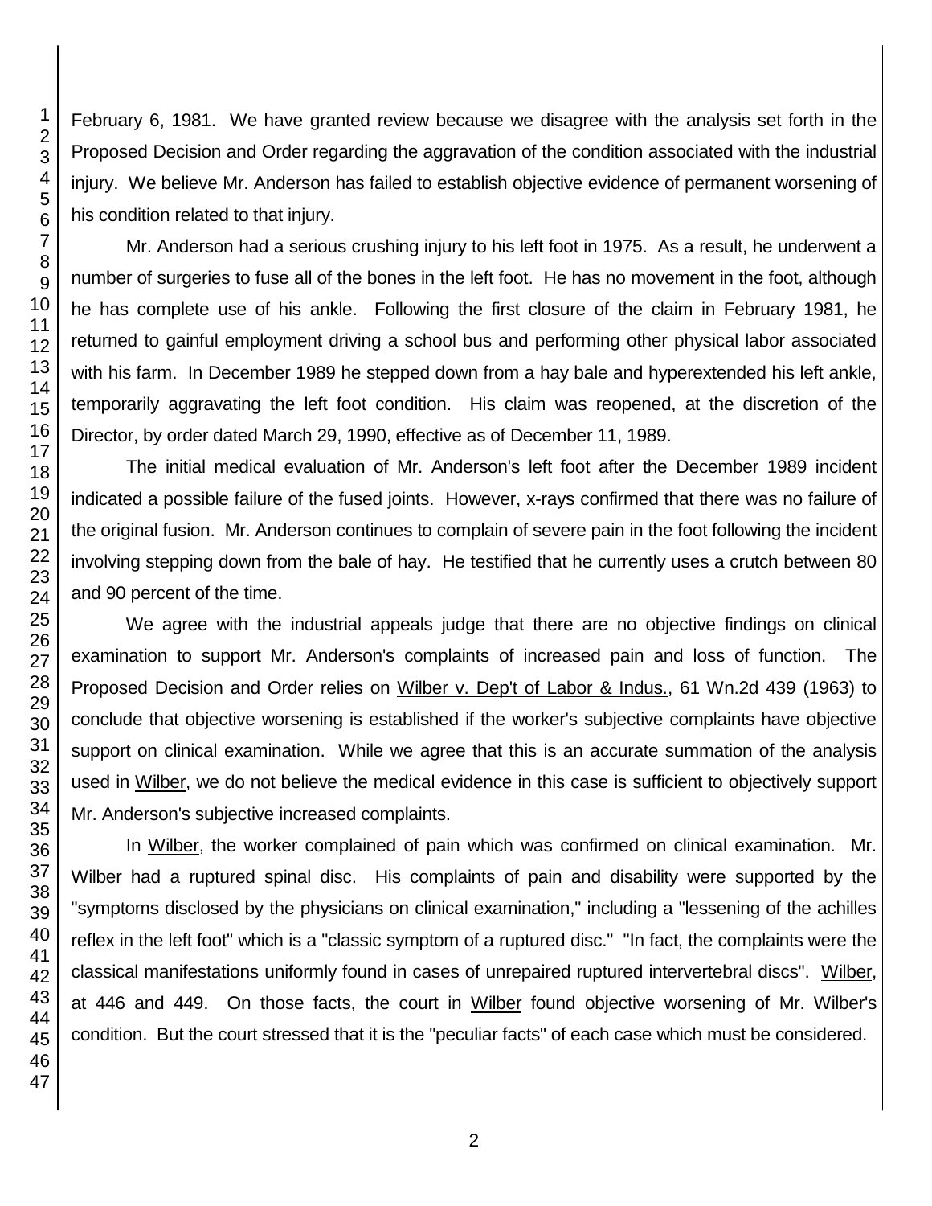February 6, 1981. We have granted review because we disagree with the analysis set forth in the Proposed Decision and Order regarding the aggravation of the condition associated with the industrial injury. We believe Mr. Anderson has failed to establish objective evidence of permanent worsening of his condition related to that injury.

Mr. Anderson had a serious crushing injury to his left foot in 1975. As a result, he underwent a number of surgeries to fuse all of the bones in the left foot. He has no movement in the foot, although he has complete use of his ankle. Following the first closure of the claim in February 1981, he returned to gainful employment driving a school bus and performing other physical labor associated with his farm. In December 1989 he stepped down from a hay bale and hyperextended his left ankle, temporarily aggravating the left foot condition. His claim was reopened, at the discretion of the Director, by order dated March 29, 1990, effective as of December 11, 1989.

The initial medical evaluation of Mr. Anderson's left foot after the December 1989 incident indicated a possible failure of the fused joints. However, x-rays confirmed that there was no failure of the original fusion. Mr. Anderson continues to complain of severe pain in the foot following the incident involving stepping down from the bale of hay. He testified that he currently uses a crutch between 80 and 90 percent of the time.

We agree with the industrial appeals judge that there are no objective findings on clinical examination to support Mr. Anderson's complaints of increased pain and loss of function. The Proposed Decision and Order relies on Wilber v. Dep't of Labor & Indus., 61 Wn.2d 439 (1963) to conclude that objective worsening is established if the worker's subjective complaints have objective support on clinical examination. While we agree that this is an accurate summation of the analysis used in Wilber, we do not believe the medical evidence in this case is sufficient to objectively support Mr. Anderson's subjective increased complaints.

In Wilber, the worker complained of pain which was confirmed on clinical examination. Mr. Wilber had a ruptured spinal disc. His complaints of pain and disability were supported by the "symptoms disclosed by the physicians on clinical examination," including a "lessening of the achilles reflex in the left foot" which is a "classic symptom of a ruptured disc." "In fact, the complaints were the classical manifestations uniformly found in cases of unrepaired ruptured intervertebral discs". Wilber, at 446 and 449. On those facts, the court in Wilber found objective worsening of Mr. Wilber's condition. But the court stressed that it is the "peculiar facts" of each case which must be considered.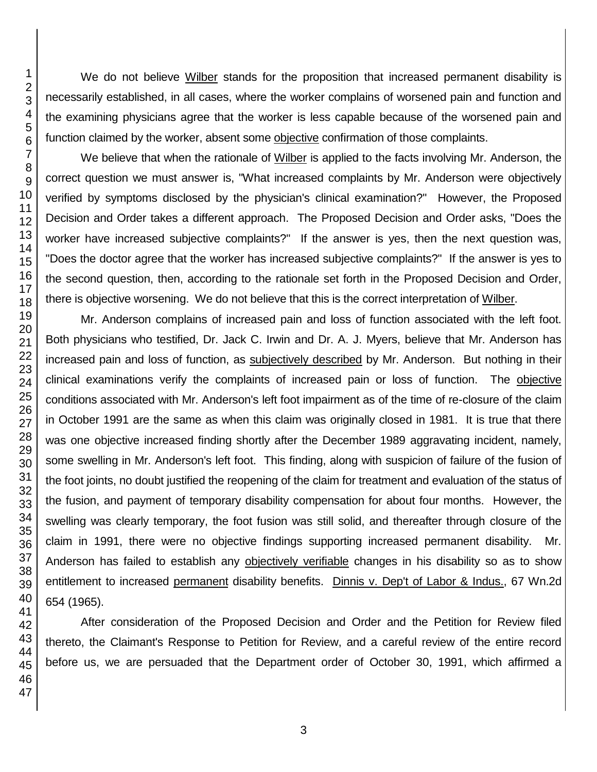We do not believe _Wilber_ stands for the proposition that increased permanent disability is necessarily established, in all cases, where the worker complains of worsened pain and function and the examining physicians agree that the worker is less capable because of the worsened pain and function claimed by the worker, absent some _objective_ confirmation of those complaints.

We believe that when the rationale of _Wilber_ is applied to the facts involving Mr. Anderson, the correct question we must answer is, "What increased complaints by Mr. Anderson were objectively verified by symptoms disclosed by the physician's clinical examination?" However, the Proposed Decision and Order takes a different approach. The Proposed Decision and Order asks, "Does the worker have increased subjective complaints?" If the answer is yes, then the next question was, "Does the doctor agree that the worker has increased subjective complaints?" If the answer is yes to the second question, then, according to the rationale set forth in the Proposed Decision and Order, there is objective worsening. We do not believe that this is the correct interpretation of _Wilber_.

Mr. Anderson complains of increased pain and loss of function associated with the left foot. Both physicians who testified, Dr. Jack C. Irwin and Dr. A. J. Myers, believe that Mr. Anderson has increased pain and loss of function, as _subjectively described_ by Mr. Anderson. But nothing in their clinical examinations verify the complaints of increased pain or loss of function. The _objective_ conditions associated with Mr. Anderson's left foot impairment as of the time of re-closure of the claim in October 1991 are the same as when this claim was originally closed in 1981. It is true that there was one objective increased finding shortly after the December 1989 aggravating incident, namely, some swelling in Mr. Anderson's left foot. This finding, along with suspicion of failure of the fusion of the foot joints, no doubt justified the reopening of the claim for treatment and evaluation of the status of the fusion, and payment of temporary disability compensation for about four months. However, the swelling was clearly temporary, the foot fusion was still solid, and thereafter through closure of the claim in 1991, there were no objective findings supporting increased permanent disability. Mr. Anderson has failed to establish any _objectively verifiable_ changes in his disability so as to show entitlement to increased _permanent_ disability benefits. _Dinnis v. Dep't of Labor & Indus._, 67 Wn.2d 654 (1965).

After consideration of the Proposed Decision and Order and the Petition for Review filed thereto, the Claimant's Response to Petition for Review, and a careful review of the entire record before us, we are persuaded that the Department order of October 30, 1991, which affirmed a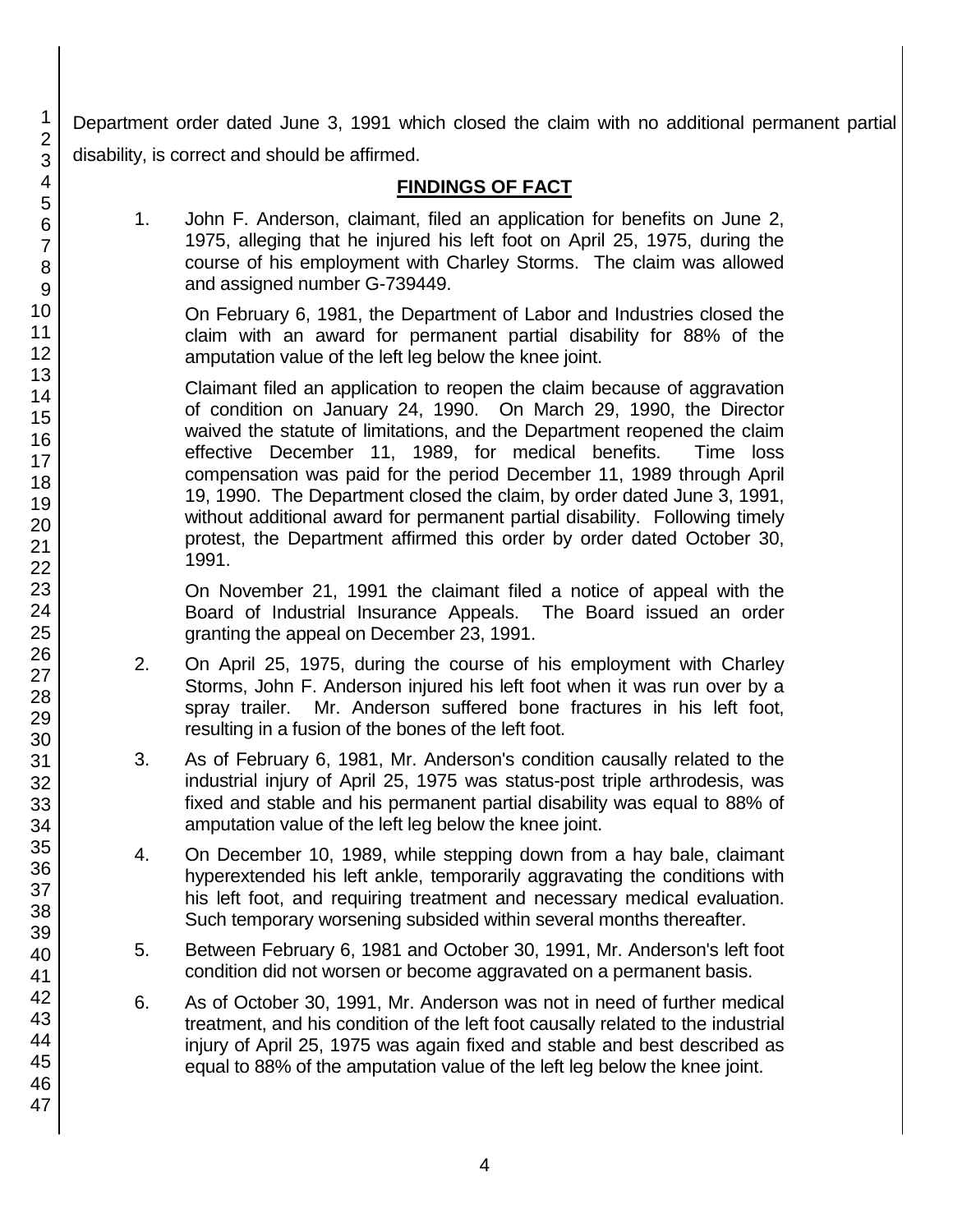Department order dated June 3, 1991 which closed the claim with no additional permanent partial disability, is correct and should be affirmed.

## FINDINGS OF FACT

1. John F. Anderson, claimant, filed an application for benefits on June 2, 1975, alleging that he injured his left foot on April 25, 1975, during the course of his employment with Charley Storms. The claim was allowed and assigned number G-739449.

   On February 6, 1981, the Department of Labor and Industries closed the claim with an award for permanent partial disability for 88% of the amputation value of the left leg below the knee joint.

   Claimant filed an application to reopen the claim because of aggravation of condition on January 24, 1990. On March 29, 1990, the Director waived the statute of limitations, and the Department reopened the claim effective December 11, 1989, for medical benefits. Time loss compensation was paid for the period December 11, 1989 through April 19, 1990. The Department closed the claim, by order dated June 3, 1991, without additional award for permanent partial disability. Following timely protest, the Department affirmed this order by order dated October 30, 1991.

   On November 21, 1991 the claimant filed a notice of appeal with the Board of Industrial Insurance Appeals. The Board issued an order granting the appeal on December 23, 1991.

2. On April 25, 1975, during the course of his employment with Charley Storms, John F. Anderson injured his left foot when it was run over by a spray trailer. Mr. Anderson suffered bone fractures in his left foot, resulting in a fusion of the bones of the left foot.

3. As of February 6, 1981, Mr. Anderson's condition causally related to the industrial injury of April 25, 1975 was status-post triple arthrodesis, was fixed and stable and his permanent partial disability was equal to 88% of amputation value of the left leg below the knee joint.

4. On December 10, 1989, while stepping down from a hay bale, claimant hyperextended his left ankle, temporarily aggravating the conditions with his left foot, and requiring treatment and necessary medical evaluation. Such temporary worsening subsided within several months thereafter.

5. Between February 6, 1981 and October 30, 1991, Mr. Anderson's left foot condition did not worsen or become aggravated on a permanent basis.

6. As of October 30, 1991, Mr. Anderson was not in need of further medical treatment, and his condition of the left foot causally related to the industrial injury of April 25, 1975 was again fixed and stable and best described as equal to 88% of the amputation value of the left leg below the knee joint.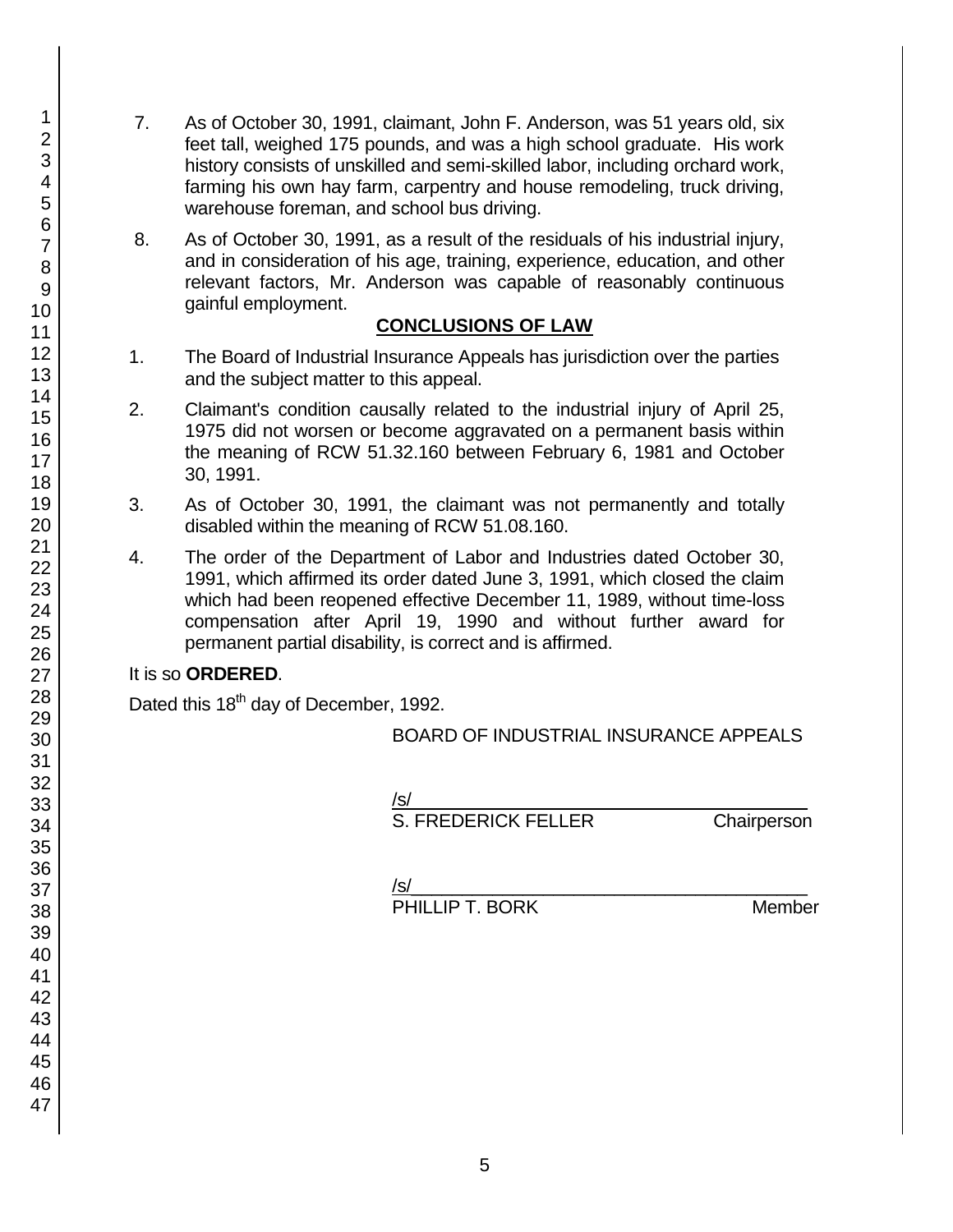7. As of October 30, 1991, claimant, John F. Anderson, was 51 years old, six feet tall, weighed 175 pounds, and was a high school graduate. His work history consists of unskilled and semi-skilled labor, including orchard work, farming his own hay farm, carpentry and house remodeling, truck driving, warehouse foreman, and school bus driving.

8. As of October 30, 1991, as a result of the residuals of his industrial injury, and in consideration of his age, training, experience, education, and other relevant factors, Mr. Anderson was capable of reasonably continuous gainful employment.

## CONCLUSIONS OF LAW

1. The Board of Industrial Insurance Appeals has jurisdiction over the parties and the subject matter to this appeal.

2. Claimant's condition causally related to the industrial injury of April 25, 1975 did not worsen or become aggravated on a permanent basis within the meaning of RCW 51.32.160 between February 6, 1981 and October 30, 1991.

3. As of October 30, 1991, the claimant was not permanently and totally disabled within the meaning of RCW 51.08.160.

4. The order of the Department of Labor and Industries dated October 30, 1991, which affirmed its order dated June 3, 1991, which closed the claim which had been reopened effective December 11, 1989, without time-loss compensation after April 19, 1990 and without further award for permanent partial disability, is correct and is affirmed.

It is so **ORDERED**.

Dated this 18th day of December, 1992.

BOARD OF INDUSTRIAL INSURANCE APPEALS

/s/
S. FREDERICK FELLER Chairperson

/s/
PHILLIP T. BORK Member